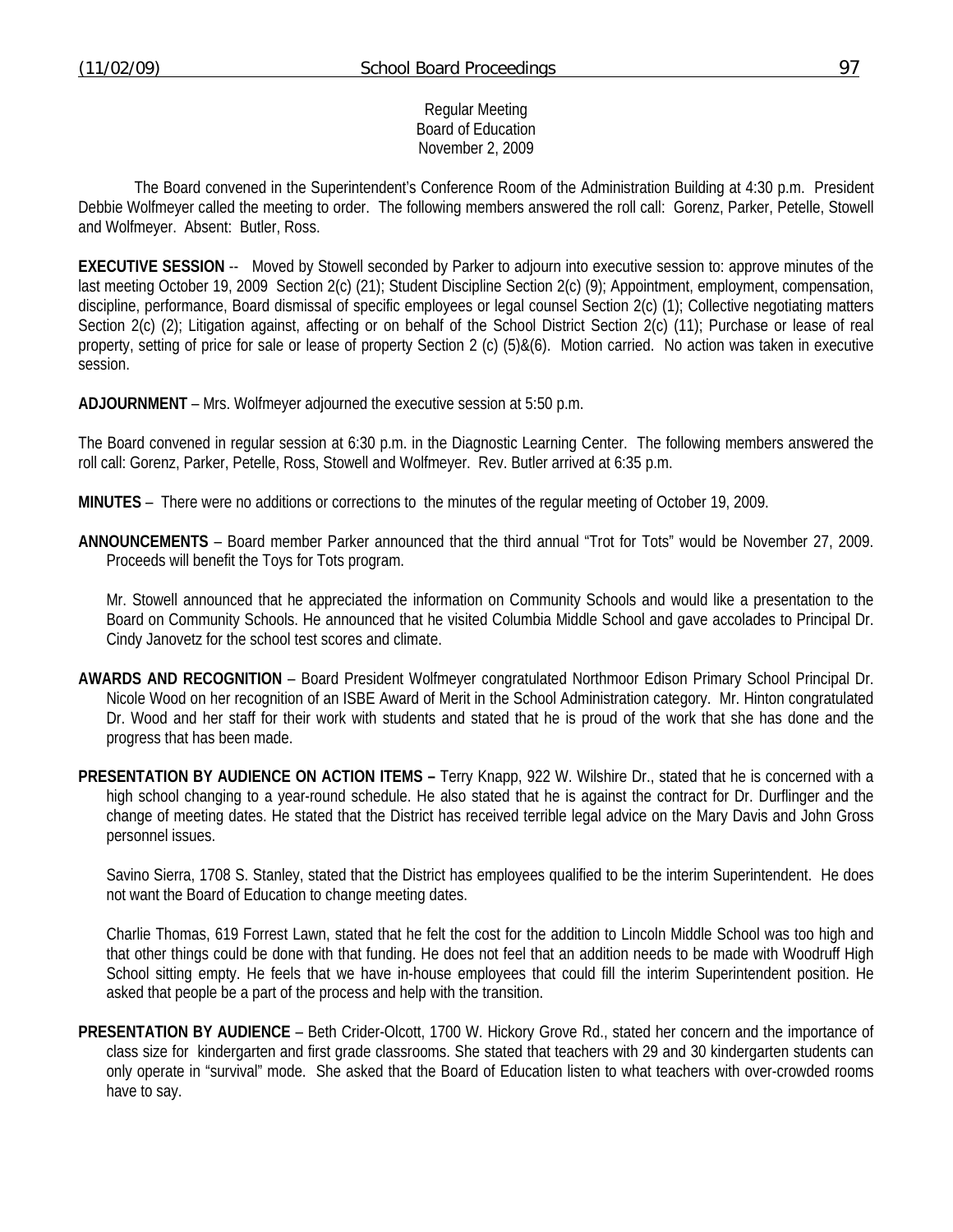Regular Meeting
Board of Education
November 2, 2009

The Board convened in the Superintendent's Conference Room of the Administration Building at 4:30 p.m. President Debbie Wolfmeyer called the meeting to order. The following members answered the roll call: Gorenz, Parker, Petelle, Stowell and Wolfmeyer. Absent: Butler, Ross.

**EXECUTIVE SESSION** -- Moved by Stowell seconded by Parker to adjourn into executive session to: approve minutes of the last meeting October 19, 2009 Section 2(c) (21); Student Discipline Section 2(c) (9); Appointment, employment, compensation, discipline, performance, Board dismissal of specific employees or legal counsel Section 2(c) (1); Collective negotiating matters Section 2(c) (2); Litigation against, affecting or on behalf of the School District Section 2(c) (11); Purchase or lease of real property, setting of price for sale or lease of property Section 2 (c) (5)&(6). Motion carried. No action was taken in executive session.

**ADJOURNMENT** – Mrs. Wolfmeyer adjourned the executive session at 5:50 p.m.

The Board convened in regular session at 6:30 p.m. in the Diagnostic Learning Center. The following members answered the roll call: Gorenz, Parker, Petelle, Ross, Stowell and Wolfmeyer. Rev. Butler arrived at 6:35 p.m.

**MINUTES** – There were no additions or corrections to the minutes of the regular meeting of October 19, 2009.

**ANNOUNCEMENTS** – Board member Parker announced that the third annual "Trot for Tots" would be November 27, 2009. Proceeds will benefit the Toys for Tots program.

Mr. Stowell announced that he appreciated the information on Community Schools and would like a presentation to the Board on Community Schools. He announced that he visited Columbia Middle School and gave accolades to Principal Dr. Cindy Janovetz for the school test scores and climate.

**AWARDS AND RECOGNITION** – Board President Wolfmeyer congratulated Northmoor Edison Primary School Principal Dr. Nicole Wood on her recognition of an ISBE Award of Merit in the School Administration category. Mr. Hinton congratulated Dr. Wood and her staff for their work with students and stated that he is proud of the work that she has done and the progress that has been made.

**PRESENTATION BY AUDIENCE ON ACTION ITEMS –** Terry Knapp, 922 W. Wilshire Dr., stated that he is concerned with a high school changing to a year-round schedule. He also stated that he is against the contract for Dr. Durflinger and the change of meeting dates. He stated that the District has received terrible legal advice on the Mary Davis and John Gross personnel issues.

Savino Sierra, 1708 S. Stanley, stated that the District has employees qualified to be the interim Superintendent. He does not want the Board of Education to change meeting dates.

Charlie Thomas, 619 Forrest Lawn, stated that he felt the cost for the addition to Lincoln Middle School was too high and that other things could be done with that funding. He does not feel that an addition needs to be made with Woodruff High School sitting empty. He feels that we have in-house employees that could fill the interim Superintendent position. He asked that people be a part of the process and help with the transition.

**PRESENTATION BY AUDIENCE** – Beth Crider-Olcott, 1700 W. Hickory Grove Rd., stated her concern and the importance of class size for kindergarten and first grade classrooms. She stated that teachers with 29 and 30 kindergarten students can only operate in "survival" mode. She asked that the Board of Education listen to what teachers with over-crowded rooms have to say.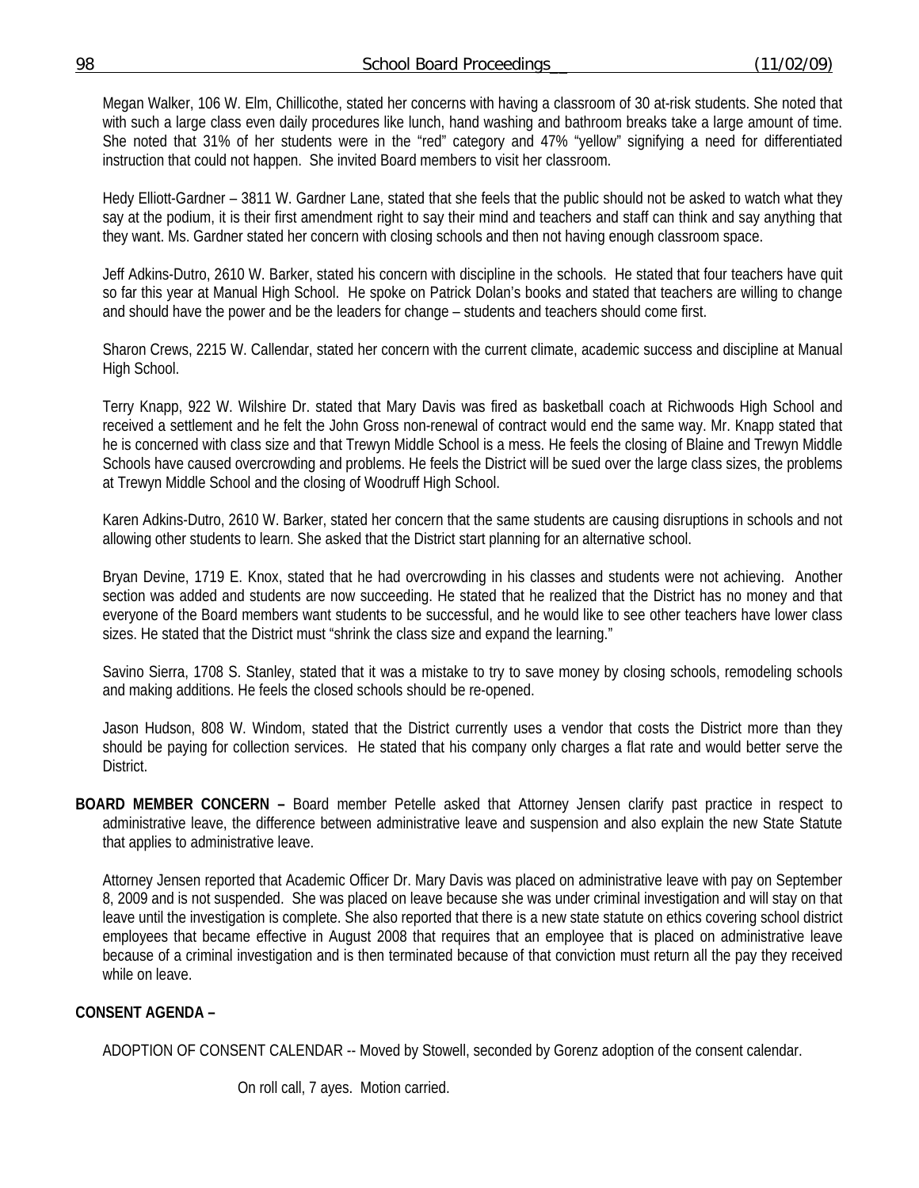Megan Walker, 106 W. Elm, Chillicothe, stated her concerns with having a classroom of 30 at-risk students. She noted that with such a large class even daily procedures like lunch, hand washing and bathroom breaks take a large amount of time. She noted that 31% of her students were in the "red" category and 47% "yellow" signifying a need for differentiated instruction that could not happen. She invited Board members to visit her classroom.

Hedy Elliott-Gardner – 3811 W. Gardner Lane, stated that she feels that the public should not be asked to watch what they say at the podium, it is their first amendment right to say their mind and teachers and staff can think and say anything that they want. Ms. Gardner stated her concern with closing schools and then not having enough classroom space.

Jeff Adkins-Dutro, 2610 W. Barker, stated his concern with discipline in the schools. He stated that four teachers have quit so far this year at Manual High School. He spoke on Patrick Dolan's books and stated that teachers are willing to change and should have the power and be the leaders for change – students and teachers should come first.

Sharon Crews, 2215 W. Callendar, stated her concern with the current climate, academic success and discipline at Manual High School.

Terry Knapp, 922 W. Wilshire Dr. stated that Mary Davis was fired as basketball coach at Richwoods High School and received a settlement and he felt the John Gross non-renewal of contract would end the same way. Mr. Knapp stated that he is concerned with class size and that Trewyn Middle School is a mess. He feels the closing of Blaine and Trewyn Middle Schools have caused overcrowding and problems. He feels the District will be sued over the large class sizes, the problems at Trewyn Middle School and the closing of Woodruff High School.

Karen Adkins-Dutro, 2610 W. Barker, stated her concern that the same students are causing disruptions in schools and not allowing other students to learn. She asked that the District start planning for an alternative school.

Bryan Devine, 1719 E. Knox, stated that he had overcrowding in his classes and students were not achieving. Another section was added and students are now succeeding. He stated that he realized that the District has no money and that everyone of the Board members want students to be successful, and he would like to see other teachers have lower class sizes. He stated that the District must "shrink the class size and expand the learning."

Savino Sierra, 1708 S. Stanley, stated that it was a mistake to try to save money by closing schools, remodeling schools and making additions. He feels the closed schools should be re-opened.

Jason Hudson, 808 W. Windom, stated that the District currently uses a vendor that costs the District more than they should be paying for collection services. He stated that his company only charges a flat rate and would better serve the District.

**BOARD MEMBER CONCERN –** Board member Petelle asked that Attorney Jensen clarify past practice in respect to administrative leave, the difference between administrative leave and suspension and also explain the new State Statute that applies to administrative leave.

Attorney Jensen reported that Academic Officer Dr. Mary Davis was placed on administrative leave with pay on September 8, 2009 and is not suspended. She was placed on leave because she was under criminal investigation and will stay on that leave until the investigation is complete. She also reported that there is a new state statute on ethics covering school district employees that became effective in August 2008 that requires that an employee that is placed on administrative leave because of a criminal investigation and is then terminated because of that conviction must return all the pay they received while on leave.

**CONSENT AGENDA –**

ADOPTION OF CONSENT CALENDAR -- Moved by Stowell, seconded by Gorenz adoption of the consent calendar.

On roll call, 7 ayes. Motion carried.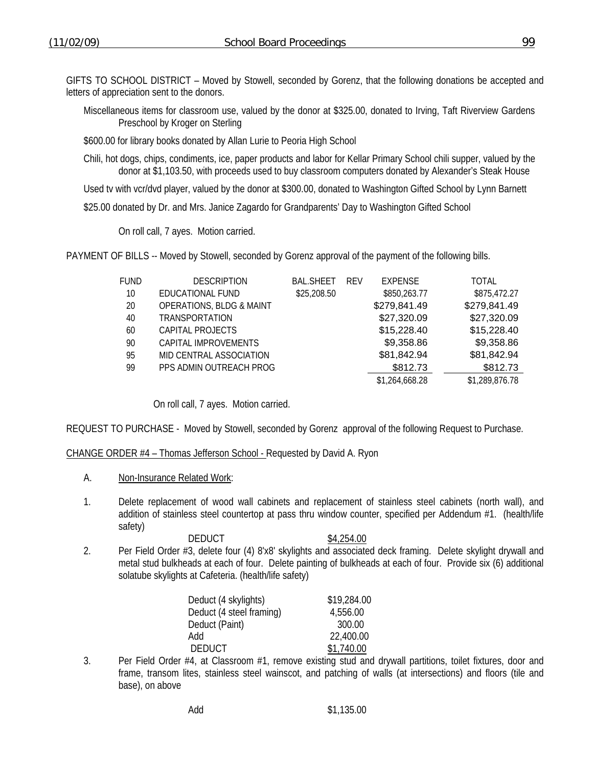GIFTS TO SCHOOL DISTRICT – Moved by Stowell, seconded by Gorenz, that the following donations be accepted and letters of appreciation sent to the donors.

Miscellaneous items for classroom use, valued by the donor at $325.00, donated to Irving, Taft Riverview Gardens Preschool by Kroger on Sterling

$600.00 for library books donated by Allan Lurie to Peoria High School

Chili, hot dogs, chips, condiments, ice, paper products and labor for Kellar Primary School chili supper, valued by the donor at $1,103.50, with proceeds used to buy classroom computers donated by Alexander's Steak House

Used tv with vcr/dvd player, valued by the donor at $300.00, donated to Washington Gifted School by Lynn Barnett

$25.00 donated by Dr. and Mrs. Janice Zagardo for Grandparents' Day to Washington Gifted School

On roll call, 7 ayes. Motion carried.

PAYMENT OF BILLS -- Moved by Stowell, seconded by Gorenz approval of the payment of the following bills.

| FUND | DESCRIPTION | BAL.SHEET | REV | EXPENSE | TOTAL |
|---|---|---|---|---|---|
| 10 | EDUCATIONAL FUND | $25,208.50 | | $850,263.77 | $875,472.27 |
| 20 | OPERATIONS, BLDG & MAINT | | | $279,841.49 | $279,841.49 |
| 40 | TRANSPORTATION | | | $27,320.09 | $27,320.09 |
| 60 | CAPITAL PROJECTS | | | $15,228.40 | $15,228.40 |
| 90 | CAPITAL IMPROVEMENTS | | | $9,358.86 | $9,358.86 |
| 95 | MID CENTRAL ASSOCIATION | | | $81,842.94 | $81,842.94 |
| 99 | PPS ADMIN OUTREACH PROG | | | $812.73 | $812.73 |
| | | | | $1,264,668.28 | $1,289,876.78 |

On roll call, 7 ayes. Motion carried.

REQUEST TO PURCHASE - Moved by Stowell, seconded by Gorenz approval of the following Request to Purchase.

CHANGE ORDER #4 – Thomas Jefferson School - Requested by David A. Ryon

A. Non-Insurance Related Work:

1. Delete replacement of wood wall cabinets and replacement of stainless steel cabinets (north wall), and addition of stainless steel countertop at pass thru window counter, specified per Addendum #1. (health/life safety)

   DEDUCT $4,254.00

2. Per Field Order #3, delete four (4) 8'x8' skylights and associated deck framing. Delete skylight drywall and metal stud bulkheads at each of four. Delete painting of bulkheads at each of four. Provide six (6) additional solatube skylights at Cafeteria. (health/life safety)

| | |
|---|---|
| Deduct (4 skylights) | $19,284.00 |
| Deduct (4 steel framing) | 4,556.00 |
| Deduct (Paint) | 300.00 |
| Add | 22,400.00 |
| DEDUCT | $1,740.00 |

3. Per Field Order #4, at Classroom #1, remove existing stud and drywall partitions, toilet fixtures, door and frame, transom lites, stainless steel wainscot, and patching of walls (at intersections) and floors (tile and base), on above

   Add $1,135.00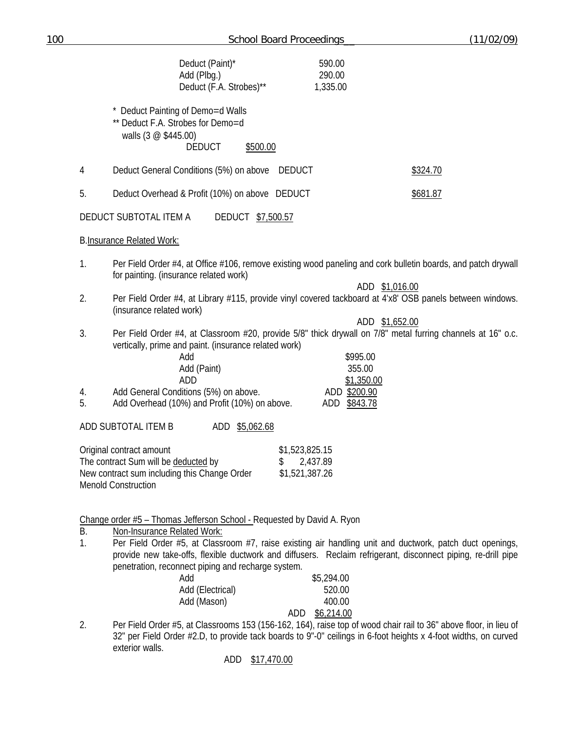| | |
|---|---|
| Deduct (Paint)* | 590.00 |
| Add (Plbg.) | 290.00 |
| Deduct (F.A. Strobes)** | 1,335.00 |

\* Deduct Painting of Demo=d Walls
** Deduct F.A. Strobes for Demo=d walls (3 @ $445.00)
DEDUCT $500.00

4 Deduct General Conditions (5%) on above DEDUCT $324.70

5. Deduct Overhead & Profit (10%) on above DEDUCT $681.87

DEDUCT SUBTOTAL ITEM A DEDUCT $7,500.57

B. Insurance Related Work:

1. Per Field Order #4, at Office #106, remove existing wood paneling and cork bulletin boards, and patch drywall for painting. (insurance related work)
ADD $1,016.00

2. Per Field Order #4, at Library #115, provide vinyl covered tackboard at 4'x8' OSB panels between windows. (insurance related work)
ADD $1,652.00

3. Per Field Order #4, at Classroom #20, provide 5/8" thick drywall on 7/8" metal furring channels at 16" o.c. vertically, prime and paint. (insurance related work)

| | |
|---|---|
| Add | $995.00 |
| Add (Paint) | 355.00 |
| ADD | $1,350.00 |

4. Add General Conditions (5%) on above. ADD $200.90
5. Add Overhead (10%) and Profit (10%) on above. ADD $843.78

ADD SUBTOTAL ITEM B ADD $5,062.68

| | |
|---|---|
| Original contract amount | $1,523,825.15 |
| The contract Sum will be deducted by | $ 2,437.89 |
| New contract sum including this Change Order | $1,521,387.26 |

Menold Construction

Change order #5 – Thomas Jefferson School - Requested by David A. Ryon

B. Non-Insurance Related Work:

1. Per Field Order #5, at Classroom #7, raise existing air handling unit and ductwork, patch duct openings, provide new take-offs, flexible ductwork and diffusers. Reclaim refrigerant, disconnect piping, re-drill pipe penetration, reconnect piping and recharge system.

| | |
|---|---|
| Add | $5,294.00 |
| Add (Electrical) | 520.00 |
| Add (Mason) | 400.00 |
| ADD | $6,214.00 |

2. Per Field Order #5, at Classrooms 153 (156-162, 164), raise top of wood chair rail to 36" above floor, in lieu of 32" per Field Order #2.D, to provide tack boards to 9"-0" ceilings in 6-foot heights x 4-foot widths, on curved exterior walls.
ADD $17,470.00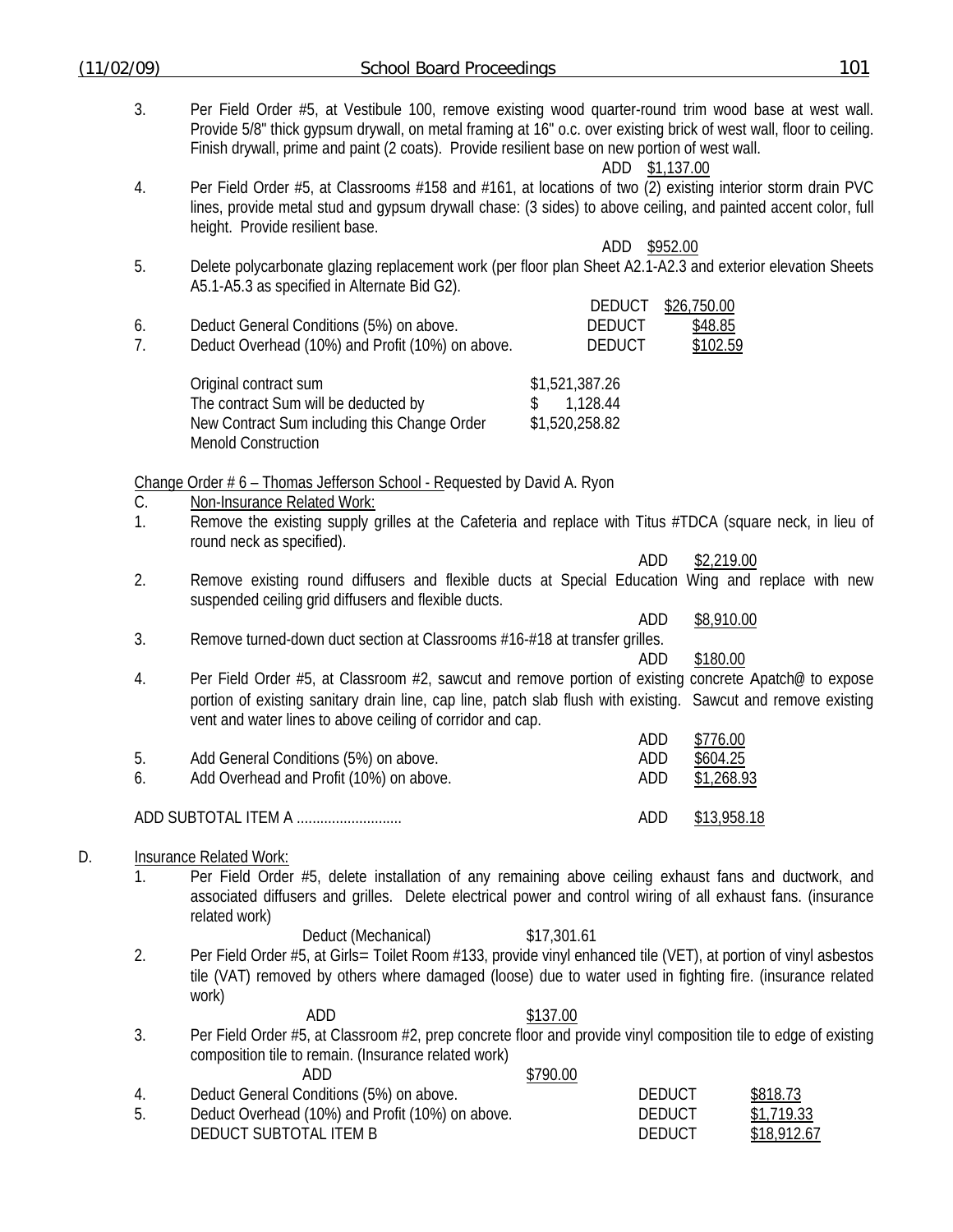3. Per Field Order #5, at Vestibule 100, remove existing wood quarter-round trim wood base at west wall. Provide 5/8" thick gypsum drywall, on metal framing at 16" o.c. over existing brick of west wall, floor to ceiling. Finish drywall, prime and paint (2 coats). Provide resilient base on new portion of west wall.

   ADD $1,137.00

4. Per Field Order #5, at Classrooms #158 and #161, at locations of two (2) existing interior storm drain PVC lines, provide metal stud and gypsum drywall chase: (3 sides) to above ceiling, and painted accent color, full height. Provide resilient base.

   ADD $952.00

5. Delete polycarbonate glazing replacement work (per floor plan Sheet A2.1-A2.3 and exterior elevation Sheets A5.1-A5.3 as specified in Alternate Bid G2).

   DEDUCT $26,750.00

6. Deduct General Conditions (5%) on above. DEDUCT $48.85
7. Deduct Overhead (10%) and Profit (10%) on above. DEDUCT $102.59

| | |
|---|---|
| Original contract sum | $1,521,387.26 |
| The contract Sum will be deducted by | $ 1,128.44 |
| New Contract Sum including this Change Order | $1,520,258.82 |
| Menold Construction | |

Change Order # 6 – Thomas Jefferson School - Requested by David A. Ryon

C. Non-Insurance Related Work:

1. Remove the existing supply grilles at the Cafeteria and replace with Titus #TDCA (square neck, in lieu of round neck as specified).

   ADD $2,219.00

2. Remove existing round diffusers and flexible ducts at Special Education Wing and replace with new suspended ceiling grid diffusers and flexible ducts.

   ADD $8,910.00

3. Remove turned-down duct section at Classrooms #16-#18 at transfer grilles.

   ADD $180.00

4. Per Field Order #5, at Classroom #2, sawcut and remove portion of existing concrete Apatch@ to expose portion of existing sanitary drain line, cap line, patch slab flush with existing. Sawcut and remove existing vent and water lines to above ceiling of corridor and cap.

   ADD $776.00

5. Add General Conditions (5%) on above. ADD $604.25
6. Add Overhead and Profit (10%) on above. ADD $1,268.93

ADD SUBTOTAL ITEM A ........................... ADD $13,958.18

D. Insurance Related Work:

1. Per Field Order #5, delete installation of any remaining above ceiling exhaust fans and ductwork, and associated diffusers and grilles. Delete electrical power and control wiring of all exhaust fans. (insurance related work)

   Deduct (Mechanical) $17,301.61

2. Per Field Order #5, at Girls= Toilet Room #133, provide vinyl enhanced tile (VET), at portion of vinyl asbestos tile (VAT) removed by others where damaged (loose) due to water used in fighting fire. (insurance related work)

   ADD $137.00

3. Per Field Order #5, at Classroom #2, prep concrete floor and provide vinyl composition tile to edge of existing composition tile to remain. (Insurance related work)

   ADD $790.00

4. Deduct General Conditions (5%) on above. DEDUCT $818.73
5. Deduct Overhead (10%) and Profit (10%) on above. DEDUCT $1,719.33

   DEDUCT SUBTOTAL ITEM B DEDUCT $18,912.67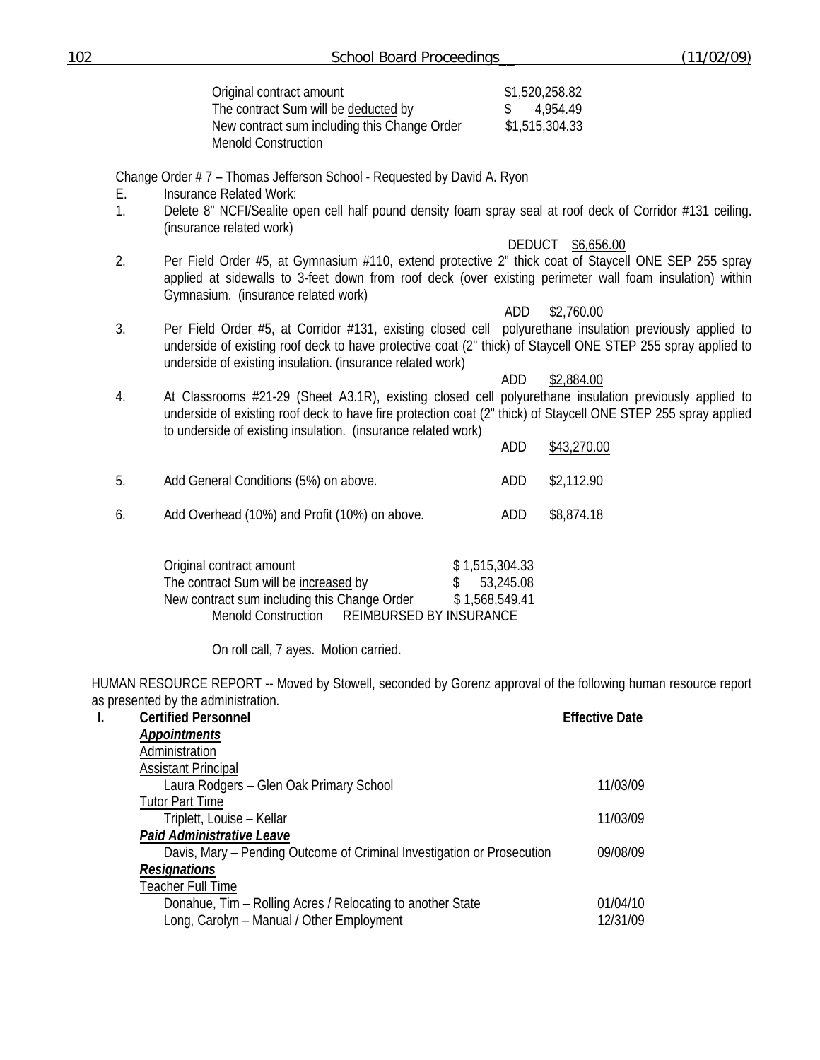| | |
|---|---|
| Original contract amount | $1,520,258.82 |
| The contract Sum will be deducted by | $ 4,954.49 |
| New contract sum including this Change Order | $1,515,304.33 |

Menold Construction

Change Order # 7 – Thomas Jefferson School - Requested by David A. Ryon

E. Insurance Related Work:

1. Delete 8" NCFI/Sealite open cell half pound density foam spray seal at roof deck of Corridor #131 ceiling. (insurance related work)

   DEDUCT $6,656.00

2. Per Field Order #5, at Gymnasium #110, extend protective 2" thick coat of Staycell ONE SEP 255 spray applied at sidewalls to 3-feet down from roof deck (over existing perimeter wall foam insulation) within Gymnasium. (insurance related work)

   ADD $2,760.00

3. Per Field Order #5, at Corridor #131, existing closed cell polyurethane insulation previously applied to underside of existing roof deck to have protective coat (2" thick) of Staycell ONE STEP 255 spray applied to underside of existing insulation. (insurance related work)

   ADD $2,884.00

4. At Classrooms #21-29 (Sheet A3.1R), existing closed cell polyurethane insulation previously applied to underside of existing roof deck to have fire protection coat (2" thick) of Staycell ONE STEP 255 spray applied to underside of existing insulation. (insurance related work)

   ADD $43,270.00

5. Add General Conditions (5%) on above. ADD $2,112.90

6. Add Overhead (10%) and Profit (10%) on above. ADD $8,874.18

| | |
|---|---|
| Original contract amount | $ 1,515,304.33 |
| The contract Sum will be increased by | $ 53,245.08 |
| New contract sum including this Change Order | $ 1,568,549.41 |

Menold Construction REIMBURSED BY INSURANCE

On roll call, 7 ayes. Motion carried.

HUMAN RESOURCE REPORT -- Moved by Stowell, seconded by Gorenz approval of the following human resource report as presented by the administration.

| | |
|---|---|
| **I. Certified Personnel** | **Effective Date** |
| ***Appointments*** | |
| Administration | |
| Assistant Principal | |
| Laura Rodgers – Glen Oak Primary School | 11/03/09 |
| Tutor Part Time | |
| Triplett, Louise – Kellar | 11/03/09 |
| ***Paid Administrative Leave*** | |
| Davis, Mary – Pending Outcome of Criminal Investigation or Prosecution | 09/08/09 |
| ***Resignations*** | |
| Teacher Full Time | |
| Donahue, Tim – Rolling Acres / Relocating to another State | 01/04/10 |
| Long, Carolyn – Manual / Other Employment | 12/31/09 |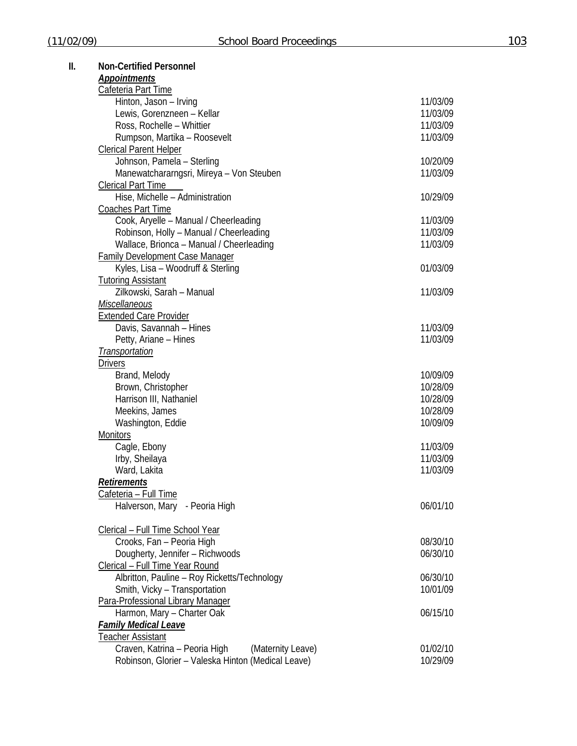## II. Non-Certified Personnel

***Appointments***

| | |
|---|---|
| Cafeteria Part Time | |
| Hinton, Jason – Irving | 11/03/09 |
| Lewis, Gorenzneen – Kellar | 11/03/09 |
| Ross, Rochelle – Whittier | 11/03/09 |
| Rumpson, Martika – Roosevelt | 11/03/09 |
| Clerical Parent Helper | |
| Johnson, Pamela – Sterling | 10/20/09 |
| Manewatchararngsri, Mireya – Von Steuben | 11/03/09 |
| Clerical Part Time | |
| Hise, Michelle – Administration | 10/29/09 |
| Coaches Part Time | |
| Cook, Aryelle – Manual / Cheerleading | 11/03/09 |
| Robinson, Holly – Manual / Cheerleading | 11/03/09 |
| Wallace, Brionca – Manual / Cheerleading | 11/03/09 |
| Family Development Case Manager | |
| Kyles, Lisa – Woodruff & Sterling | 01/03/09 |
| Tutoring Assistant | |
| Zilkowski, Sarah – Manual | 11/03/09 |

*Miscellaneous*

| | |
|---|---|
| Extended Care Provider | |
| Davis, Savannah – Hines | 11/03/09 |
| Petty, Ariane – Hines | 11/03/09 |

*Transportation*

| | |
|---|---|
| Drivers | |
| Brand, Melody | 10/09/09 |
| Brown, Christopher | 10/28/09 |
| Harrison III, Nathaniel | 10/28/09 |
| Meekins, James | 10/28/09 |
| Washington, Eddie | 10/09/09 |
| Monitors | |
| Cagle, Ebony | 11/03/09 |
| Irby, Sheilaya | 11/03/09 |
| Ward, Lakita | 11/03/09 |

***Retirements***

| | |
|---|---|
| Cafeteria – Full Time | |
| Halverson, Mary - Peoria High | 06/01/10 |
| Clerical – Full Time School Year | |
| Crooks, Fan – Peoria High | 08/30/10 |
| Dougherty, Jennifer – Richwoods | 06/30/10 |
| Clerical – Full Time Year Round | |
| Albritton, Pauline – Roy Ricketts/Technology | 06/30/10 |
| Smith, Vicky – Transportation | 10/01/09 |
| Para-Professional Library Manager | |
| Harmon, Mary – Charter Oak | 06/15/10 |

***Family Medical Leave***

| | |
|---|---|
| Teacher Assistant | |
| Craven, Katrina – Peoria High (Maternity Leave) | 01/02/10 |
| Robinson, Glorier – Valeska Hinton (Medical Leave) | 10/29/09 |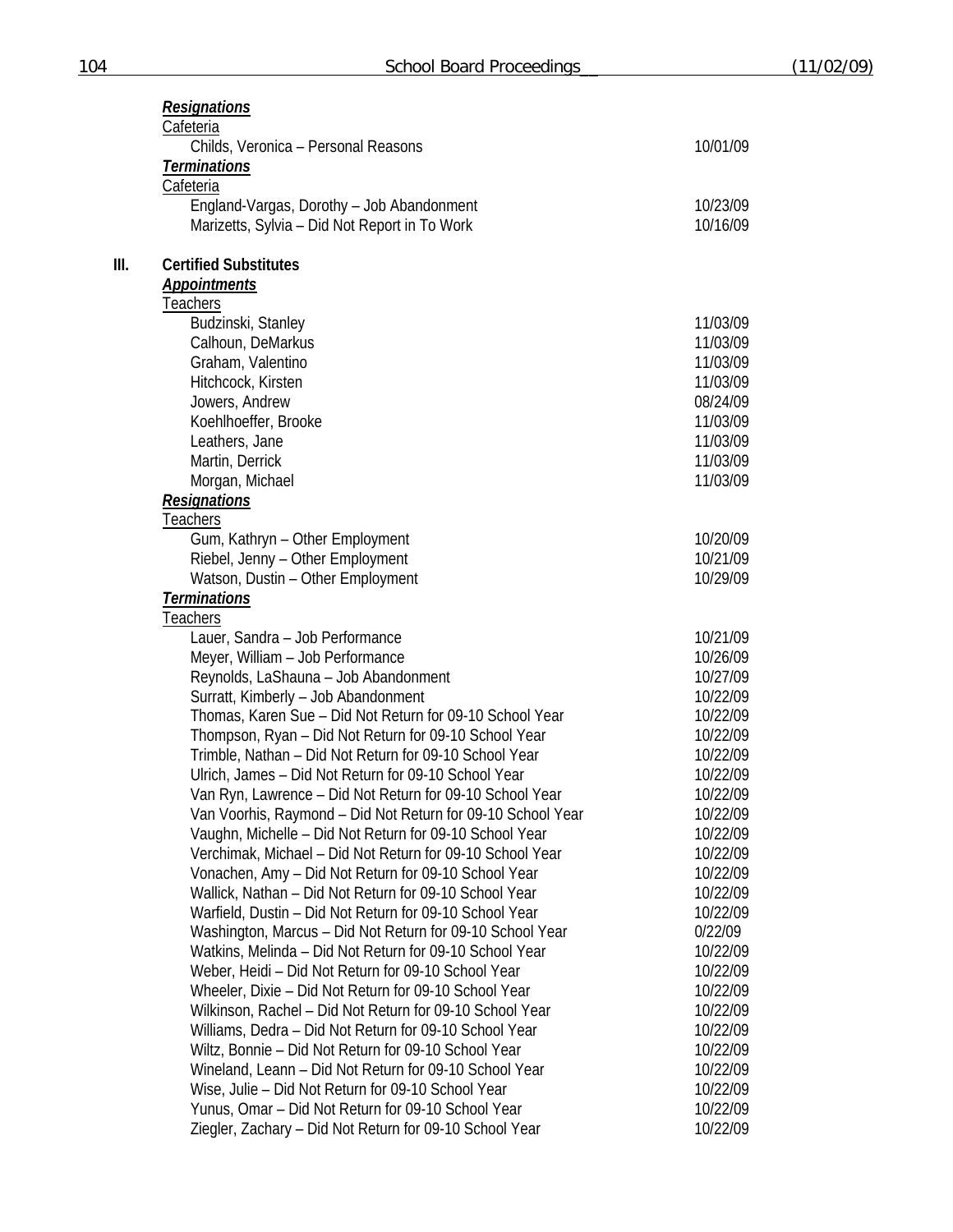***Resignations***

Cafeteria

| | |
|---|---|
| Childs, Veronica – Personal Reasons | 10/01/09 |

***Terminations***

Cafeteria

| | |
|---|---|
| England-Vargas, Dorothy – Job Abandonment | 10/23/09 |
| Marizetts, Sylvia – Did Not Report in To Work | 10/16/09 |

## III. Certified Substitutes

***Appointments***

Teachers

| | |
|---|---|
| Budzinski, Stanley | 11/03/09 |
| Calhoun, DeMarkus | 11/03/09 |
| Graham, Valentino | 11/03/09 |
| Hitchcock, Kirsten | 11/03/09 |
| Jowers, Andrew | 08/24/09 |
| Koehlhoeffer, Brooke | 11/03/09 |
| Leathers, Jane | 11/03/09 |
| Martin, Derrick | 11/03/09 |
| Morgan, Michael | 11/03/09 |

***Resignations***

Teachers

| | |
|---|---|
| Gum, Kathryn – Other Employment | 10/20/09 |
| Riebel, Jenny – Other Employment | 10/21/09 |
| Watson, Dustin – Other Employment | 10/29/09 |

***Terminations***

Teachers

| | |
|---|---|
| Lauer, Sandra – Job Performance | 10/21/09 |
| Meyer, William – Job Performance | 10/26/09 |
| Reynolds, LaShauna – Job Abandonment | 10/27/09 |
| Surratt, Kimberly – Job Abandonment | 10/22/09 |
| Thomas, Karen Sue – Did Not Return for 09-10 School Year | 10/22/09 |
| Thompson, Ryan – Did Not Return for 09-10 School Year | 10/22/09 |
| Trimble, Nathan – Did Not Return for 09-10 School Year | 10/22/09 |
| Ulrich, James – Did Not Return for 09-10 School Year | 10/22/09 |
| Van Ryn, Lawrence – Did Not Return for 09-10 School Year | 10/22/09 |
| Van Voorhis, Raymond – Did Not Return for 09-10 School Year | 10/22/09 |
| Vaughn, Michelle – Did Not Return for 09-10 School Year | 10/22/09 |
| Verchimak, Michael – Did Not Return for 09-10 School Year | 10/22/09 |
| Vonachen, Amy – Did Not Return for 09-10 School Year | 10/22/09 |
| Wallick, Nathan – Did Not Return for 09-10 School Year | 10/22/09 |
| Warfield, Dustin – Did Not Return for 09-10 School Year | 10/22/09 |
| Washington, Marcus – Did Not Return for 09-10 School Year | 0/22/09 |
| Watkins, Melinda – Did Not Return for 09-10 School Year | 10/22/09 |
| Weber, Heidi – Did Not Return for 09-10 School Year | 10/22/09 |
| Wheeler, Dixie – Did Not Return for 09-10 School Year | 10/22/09 |
| Wilkinson, Rachel – Did Not Return for 09-10 School Year | 10/22/09 |
| Williams, Dedra – Did Not Return for 09-10 School Year | 10/22/09 |
| Wiltz, Bonnie – Did Not Return for 09-10 School Year | 10/22/09 |
| Wineland, Leann – Did Not Return for 09-10 School Year | 10/22/09 |
| Wise, Julie – Did Not Return for 09-10 School Year | 10/22/09 |
| Yunus, Omar – Did Not Return for 09-10 School Year | 10/22/09 |
| Ziegler, Zachary – Did Not Return for 09-10 School Year | 10/22/09 |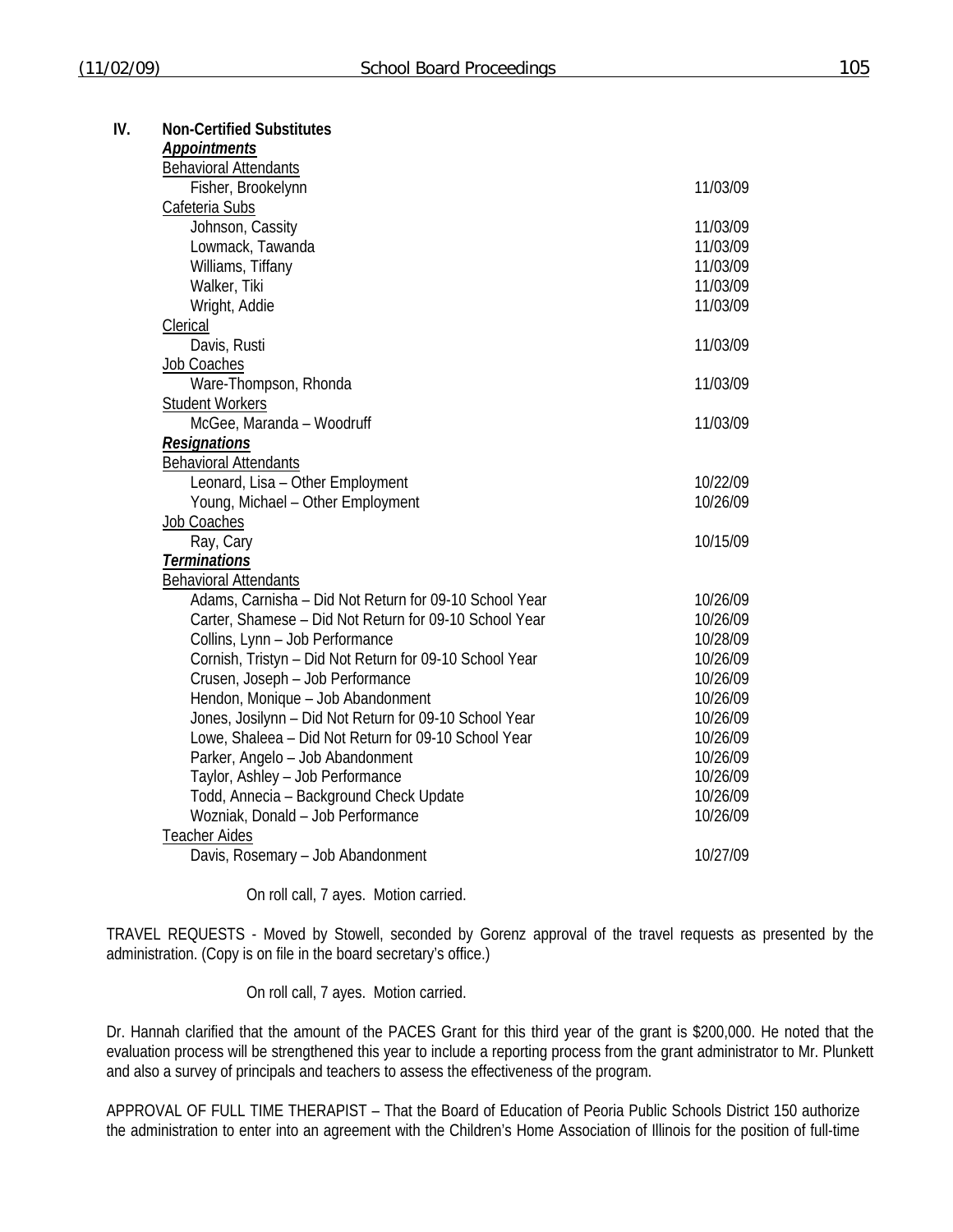**IV. Non-Certified Substitutes**

***Appointments***

| | |
|---|---|
| Behavioral Attendants | |
| Fisher, Brookelynn | 11/03/09 |
| Cafeteria Subs | |
| Johnson, Cassity | 11/03/09 |
| Lowmack, Tawanda | 11/03/09 |
| Williams, Tiffany | 11/03/09 |
| Walker, Tiki | 11/03/09 |
| Wright, Addie | 11/03/09 |
| Clerical | |
| Davis, Rusti | 11/03/09 |
| Job Coaches | |
| Ware-Thompson, Rhonda | 11/03/09 |
| Student Workers | |
| McGee, Maranda – Woodruff | 11/03/09 |

***Resignations***

| | |
|---|---|
| Behavioral Attendants | |
| Leonard, Lisa – Other Employment | 10/22/09 |
| Young, Michael – Other Employment | 10/26/09 |
| Job Coaches | |
| Ray, Cary | 10/15/09 |

***Terminations***

| | |
|---|---|
| Behavioral Attendants | |
| Adams, Carnisha – Did Not Return for 09-10 School Year | 10/26/09 |
| Carter, Shamese – Did Not Return for 09-10 School Year | 10/26/09 |
| Collins, Lynn – Job Performance | 10/28/09 |
| Cornish, Tristyn – Did Not Return for 09-10 School Year | 10/26/09 |
| Crusen, Joseph – Job Performance | 10/26/09 |
| Hendon, Monique – Job Abandonment | 10/26/09 |
| Jones, Josilynn – Did Not Return for 09-10 School Year | 10/26/09 |
| Lowe, Shaleea – Did Not Return for 09-10 School Year | 10/26/09 |
| Parker, Angelo – Job Abandonment | 10/26/09 |
| Taylor, Ashley – Job Performance | 10/26/09 |
| Todd, Annecia – Background Check Update | 10/26/09 |
| Wozniak, Donald – Job Performance | 10/26/09 |
| Teacher Aides | |
| Davis, Rosemary – Job Abandonment | 10/27/09 |

On roll call, 7 ayes. Motion carried.

TRAVEL REQUESTS - Moved by Stowell, seconded by Gorenz approval of the travel requests as presented by the administration. (Copy is on file in the board secretary's office.)

On roll call, 7 ayes. Motion carried.

Dr. Hannah clarified that the amount of the PACES Grant for this third year of the grant is $200,000. He noted that the evaluation process will be strengthened this year to include a reporting process from the grant administrator to Mr. Plunkett and also a survey of principals and teachers to assess the effectiveness of the program.

APPROVAL OF FULL TIME THERAPIST – That the Board of Education of Peoria Public Schools District 150 authorize the administration to enter into an agreement with the Children's Home Association of Illinois for the position of full-time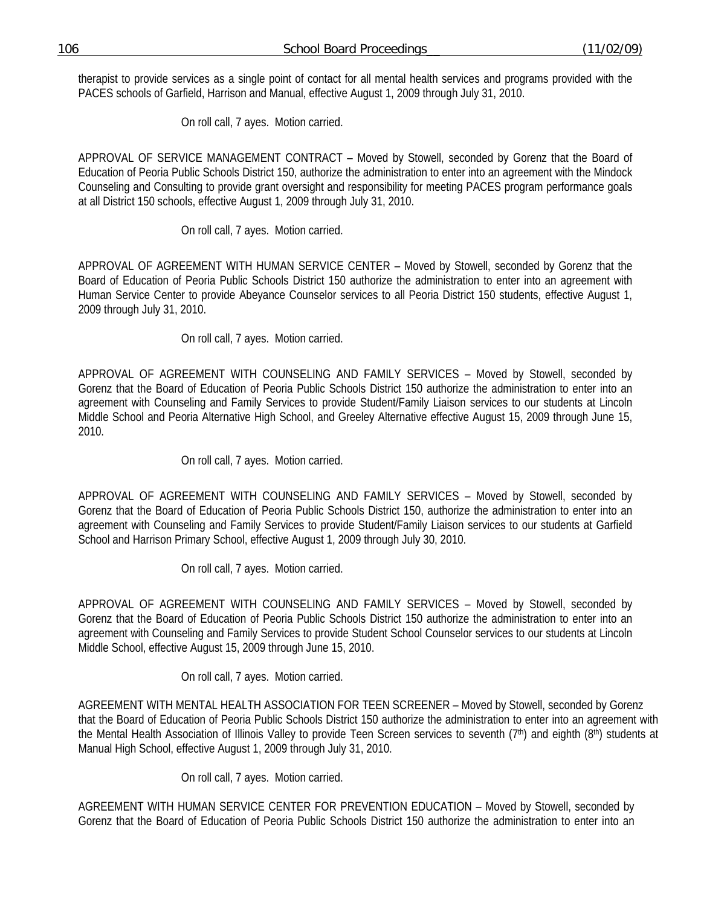therapist to provide services as a single point of contact for all mental health services and programs provided with the PACES schools of Garfield, Harrison and Manual, effective August 1, 2009 through July 31, 2010.

On roll call, 7 ayes. Motion carried.

APPROVAL OF SERVICE MANAGEMENT CONTRACT – Moved by Stowell, seconded by Gorenz that the Board of Education of Peoria Public Schools District 150, authorize the administration to enter into an agreement with the Mindock Counseling and Consulting to provide grant oversight and responsibility for meeting PACES program performance goals at all District 150 schools, effective August 1, 2009 through July 31, 2010.

On roll call, 7 ayes. Motion carried.

APPROVAL OF AGREEMENT WITH HUMAN SERVICE CENTER – Moved by Stowell, seconded by Gorenz that the Board of Education of Peoria Public Schools District 150 authorize the administration to enter into an agreement with Human Service Center to provide Abeyance Counselor services to all Peoria District 150 students, effective August 1, 2009 through July 31, 2010.

On roll call, 7 ayes. Motion carried.

APPROVAL OF AGREEMENT WITH COUNSELING AND FAMILY SERVICES – Moved by Stowell, seconded by Gorenz that the Board of Education of Peoria Public Schools District 150 authorize the administration to enter into an agreement with Counseling and Family Services to provide Student/Family Liaison services to our students at Lincoln Middle School and Peoria Alternative High School, and Greeley Alternative effective August 15, 2009 through June 15, 2010.

On roll call, 7 ayes. Motion carried.

APPROVAL OF AGREEMENT WITH COUNSELING AND FAMILY SERVICES – Moved by Stowell, seconded by Gorenz that the Board of Education of Peoria Public Schools District 150, authorize the administration to enter into an agreement with Counseling and Family Services to provide Student/Family Liaison services to our students at Garfield School and Harrison Primary School, effective August 1, 2009 through July 30, 2010.

On roll call, 7 ayes. Motion carried.

APPROVAL OF AGREEMENT WITH COUNSELING AND FAMILY SERVICES – Moved by Stowell, seconded by Gorenz that the Board of Education of Peoria Public Schools District 150 authorize the administration to enter into an agreement with Counseling and Family Services to provide Student School Counselor services to our students at Lincoln Middle School, effective August 15, 2009 through June 15, 2010.

On roll call, 7 ayes. Motion carried.

AGREEMENT WITH MENTAL HEALTH ASSOCIATION FOR TEEN SCREENER – Moved by Stowell, seconded by Gorenz that the Board of Education of Peoria Public Schools District 150 authorize the administration to enter into an agreement with the Mental Health Association of Illinois Valley to provide Teen Screen services to seventh (7th) and eighth (8th) students at Manual High School, effective August 1, 2009 through July 31, 2010.

On roll call, 7 ayes. Motion carried.

AGREEMENT WITH HUMAN SERVICE CENTER FOR PREVENTION EDUCATION – Moved by Stowell, seconded by Gorenz that the Board of Education of Peoria Public Schools District 150 authorize the administration to enter into an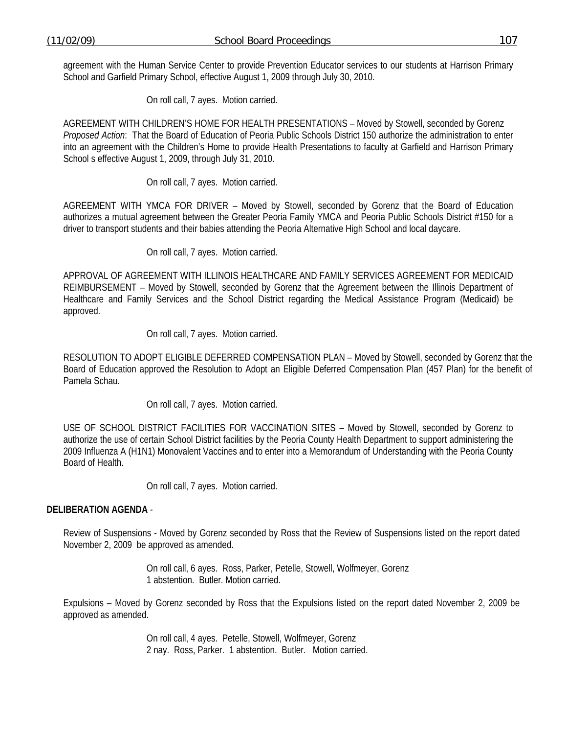agreement with the Human Service Center to provide Prevention Educator services to our students at Harrison Primary School and Garfield Primary School, effective August 1, 2009 through July 30, 2010.

On roll call, 7 ayes. Motion carried.

AGREEMENT WITH CHILDREN'S HOME FOR HEALTH PRESENTATIONS – Moved by Stowell, seconded by Gorenz *Proposed Action*: That the Board of Education of Peoria Public Schools District 150 authorize the administration to enter into an agreement with the Children's Home to provide Health Presentations to faculty at Garfield and Harrison Primary School s effective August 1, 2009, through July 31, 2010.

On roll call, 7 ayes. Motion carried.

AGREEMENT WITH YMCA FOR DRIVER – Moved by Stowell, seconded by Gorenz that the Board of Education authorizes a mutual agreement between the Greater Peoria Family YMCA and Peoria Public Schools District #150 for a driver to transport students and their babies attending the Peoria Alternative High School and local daycare.

On roll call, 7 ayes. Motion carried.

APPROVAL OF AGREEMENT WITH ILLINOIS HEALTHCARE AND FAMILY SERVICES AGREEMENT FOR MEDICAID REIMBURSEMENT – Moved by Stowell, seconded by Gorenz that the Agreement between the Illinois Department of Healthcare and Family Services and the School District regarding the Medical Assistance Program (Medicaid) be approved.

On roll call, 7 ayes. Motion carried.

RESOLUTION TO ADOPT ELIGIBLE DEFERRED COMPENSATION PLAN – Moved by Stowell, seconded by Gorenz that the Board of Education approved the Resolution to Adopt an Eligible Deferred Compensation Plan (457 Plan) for the benefit of Pamela Schau.

On roll call, 7 ayes. Motion carried.

USE OF SCHOOL DISTRICT FACILITIES FOR VACCINATION SITES – Moved by Stowell, seconded by Gorenz to authorize the use of certain School District facilities by the Peoria County Health Department to support administering the 2009 Influenza A (H1N1) Monovalent Vaccines and to enter into a Memorandum of Understanding with the Peoria County Board of Health.

On roll call, 7 ayes. Motion carried.

**DELIBERATION AGENDA** -

Review of Suspensions - Moved by Gorenz seconded by Ross that the Review of Suspensions listed on the report dated November 2, 2009 be approved as amended.

On roll call, 6 ayes. Ross, Parker, Petelle, Stowell, Wolfmeyer, Gorenz
1 abstention. Butler. Motion carried.

Expulsions – Moved by Gorenz seconded by Ross that the Expulsions listed on the report dated November 2, 2009 be approved as amended.

On roll call, 4 ayes. Petelle, Stowell, Wolfmeyer, Gorenz
2 nay. Ross, Parker. 1 abstention. Butler. Motion carried.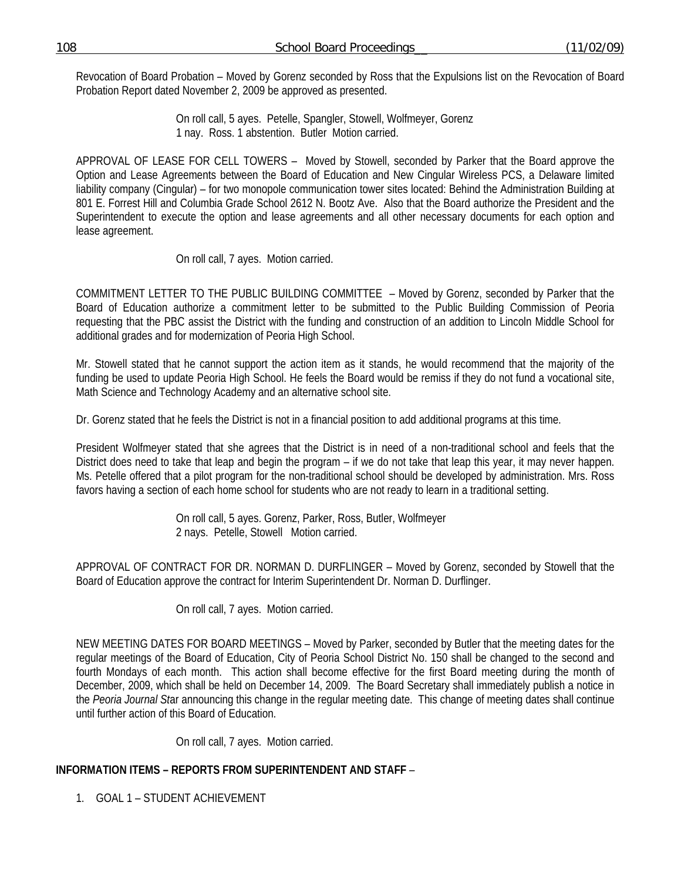Revocation of Board Probation – Moved by Gorenz seconded by Ross that the Expulsions list on the Revocation of Board Probation Report dated November 2, 2009 be approved as presented.

On roll call, 5 ayes. Petelle, Spangler, Stowell, Wolfmeyer, Gorenz
1 nay. Ross. 1 abstention. Butler Motion carried.

APPROVAL OF LEASE FOR CELL TOWERS – Moved by Stowell, seconded by Parker that the Board approve the Option and Lease Agreements between the Board of Education and New Cingular Wireless PCS, a Delaware limited liability company (Cingular) – for two monopole communication tower sites located: Behind the Administration Building at 801 E. Forrest Hill and Columbia Grade School 2612 N. Bootz Ave. Also that the Board authorize the President and the Superintendent to execute the option and lease agreements and all other necessary documents for each option and lease agreement.

On roll call, 7 ayes. Motion carried.

COMMITMENT LETTER TO THE PUBLIC BUILDING COMMITTEE – Moved by Gorenz, seconded by Parker that the Board of Education authorize a commitment letter to be submitted to the Public Building Commission of Peoria requesting that the PBC assist the District with the funding and construction of an addition to Lincoln Middle School for additional grades and for modernization of Peoria High School.

Mr. Stowell stated that he cannot support the action item as it stands, he would recommend that the majority of the funding be used to update Peoria High School. He feels the Board would be remiss if they do not fund a vocational site, Math Science and Technology Academy and an alternative school site.

Dr. Gorenz stated that he feels the District is not in a financial position to add additional programs at this time.

President Wolfmeyer stated that she agrees that the District is in need of a non-traditional school and feels that the District does need to take that leap and begin the program – if we do not take that leap this year, it may never happen. Ms. Petelle offered that a pilot program for the non-traditional school should be developed by administration. Mrs. Ross favors having a section of each home school for students who are not ready to learn in a traditional setting.

On roll call, 5 ayes. Gorenz, Parker, Ross, Butler, Wolfmeyer
2 nays. Petelle, Stowell Motion carried.

APPROVAL OF CONTRACT FOR DR. NORMAN D. DURFLINGER – Moved by Gorenz, seconded by Stowell that the Board of Education approve the contract for Interim Superintendent Dr. Norman D. Durflinger.

On roll call, 7 ayes. Motion carried.

NEW MEETING DATES FOR BOARD MEETINGS – Moved by Parker, seconded by Butler that the meeting dates for the regular meetings of the Board of Education, City of Peoria School District No. 150 shall be changed to the second and fourth Mondays of each month. This action shall become effective for the first Board meeting during the month of December, 2009, which shall be held on December 14, 2009. The Board Secretary shall immediately publish a notice in the *Peoria Journal Star* announcing this change in the regular meeting date. This change of meeting dates shall continue until further action of this Board of Education.

On roll call, 7 ayes. Motion carried.

**INFORMATION ITEMS – REPORTS FROM SUPERINTENDENT AND STAFF** –

1. GOAL 1 – STUDENT ACHIEVEMENT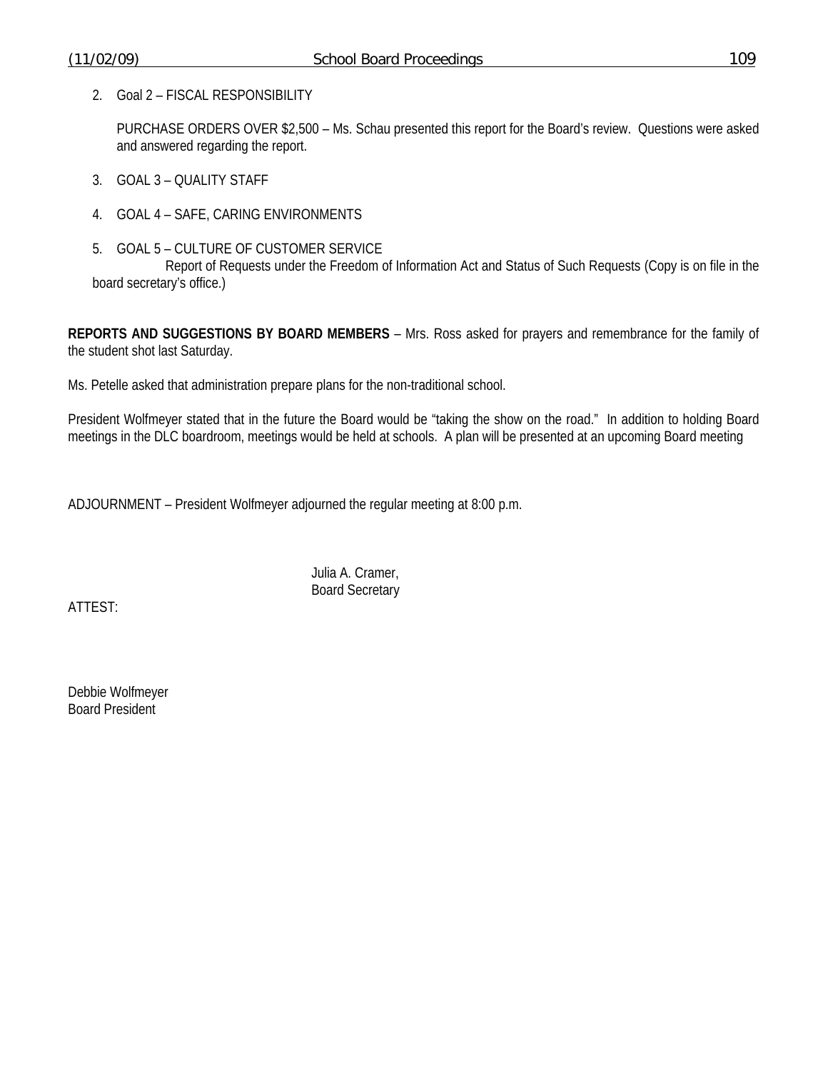2. Goal 2 – FISCAL RESPONSIBILITY

   PURCHASE ORDERS OVER $2,500 – Ms. Schau presented this report for the Board's review. Questions were asked and answered regarding the report.

3. GOAL 3 – QUALITY STAFF

4. GOAL 4 – SAFE, CARING ENVIRONMENTS

5. GOAL 5 – CULTURE OF CUSTOMER SERVICE

   Report of Requests under the Freedom of Information Act and Status of Such Requests (Copy is on file in the board secretary's office.)

**REPORTS AND SUGGESTIONS BY BOARD MEMBERS** – Mrs. Ross asked for prayers and remembrance for the family of the student shot last Saturday.

Ms. Petelle asked that administration prepare plans for the non-traditional school.

President Wolfmeyer stated that in the future the Board would be "taking the show on the road." In addition to holding Board meetings in the DLC boardroom, meetings would be held at schools. A plan will be presented at an upcoming Board meeting

ADJOURNMENT – President Wolfmeyer adjourned the regular meeting at 8:00 p.m.

Julia A. Cramer,
Board Secretary

ATTEST:

Debbie Wolfmeyer
Board President